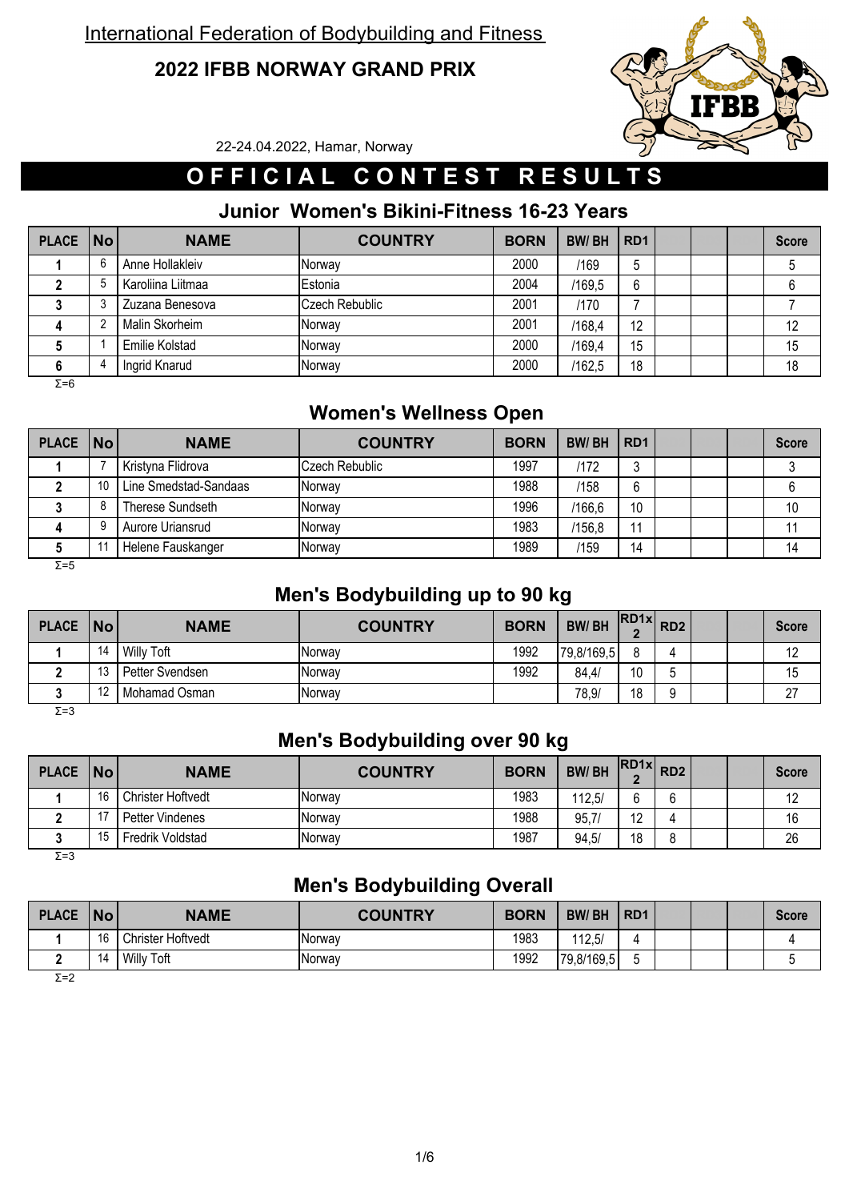International Federation of Bodybuilding and Fitness

# 2022 IFBB NORWAY GRAND PRIX

22-24.04.2022, Hamar, Norway

## OFFICIAL CONTEST RESULTS

### Junior Women's Bikini-Fitness 16-23 Years

| PLACE | No | NAME | COUNTRY | BORN | BW/ BH | RD1 | | | | Score |
|---|---|---|---|---|---|---|---|---|---|---|
| 1 | 6 | Anne Hollakleiv | Norway | 2000 | /169 | 5 | | | | 5 |
| 2 | 5 | Karoliina Liitmaa | Estonia | 2004 | /169,5 | 6 | | | | 6 |
| 3 | 3 | Zuzana Benesova | Czech Rebublic | 2001 | /170 | 7 | | | | 7 |
| 4 | 2 | Malin Skorheim | Norway | 2001 | /168,4 | 12 | | | | 12 |
| 5 | 1 | Emilie Kolstad | Norway | 2000 | /169,4 | 15 | | | | 15 |
| 6 | 4 | Ingrid Knarud | Norway | 2000 | /162,5 | 18 | | | | 18 |

Σ=6

### Women's Wellness Open

| PLACE | No | NAME | COUNTRY | BORN | BW/ BH | RD1 | | | | Score |
|---|---|---|---|---|---|---|---|---|---|---|
| 1 | 7 | Kristyna Flidrova | Czech Rebublic | 1997 | /172 | 3 | | | | 3 |
| 2 | 10 | Line Smedstad-Sandaas | Norway | 1988 | /158 | 6 | | | | 6 |
| 3 | 8 | Therese Sundseth | Norway | 1996 | /166,6 | 10 | | | | 10 |
| 4 | 9 | Aurore Uriansrud | Norway | 1983 | /156,8 | 11 | | | | 11 |
| 5 | 11 | Helene Fauskanger | Norway | 1989 | /159 | 14 | | | | 14 |

Σ=5

### Men's Bodybuilding up to 90 kg

| PLACE | No | NAME | COUNTRY | BORN | BW/ BH | RD1x 2 | RD2 | | | Score |
|---|---|---|---|---|---|---|---|---|---|---|
| 1 | 14 | Willy Toft | Norway | 1992 | 79,8/169,5 | 8 | 4 | | | 12 |
| 2 | 13 | Petter Svendsen | Norway | 1992 | 84,4/ | 10 | 5 | | | 15 |
| 3 | 12 | Mohamad Osman | Norway | | 78,9/ | 18 | 9 | | | 27 |

Σ=3

### Men's Bodybuilding over 90 kg

| PLACE | No | NAME | COUNTRY | BORN | BW/ BH | RD1x 2 | RD2 | | | Score |
|---|---|---|---|---|---|---|---|---|---|---|
| 1 | 16 | Christer Hoftvedt | Norway | 1983 | 112,5/ | 6 | 6 | | | 12 |
| 2 | 17 | Petter Vindenes | Norway | 1988 | 95,7/ | 12 | 4 | | | 16 |
| 3 | 15 | Fredrik Voldstad | Norway | 1987 | 94,5/ | 18 | 8 | | | 26 |

Σ=3

### Men's Bodybuilding Overall

| PLACE | No | NAME | COUNTRY | BORN | BW/ BH | RD1 | | | | Score |
|---|---|---|---|---|---|---|---|---|---|---|
| 1 | 16 | Christer Hoftvedt | Norway | 1983 | 112,5/ | 4 | | | | 4 |
| 2 | 14 | Willy Toft | Norway | 1992 | 79,8/169,5 | 5 | | | | 5 |

Σ=2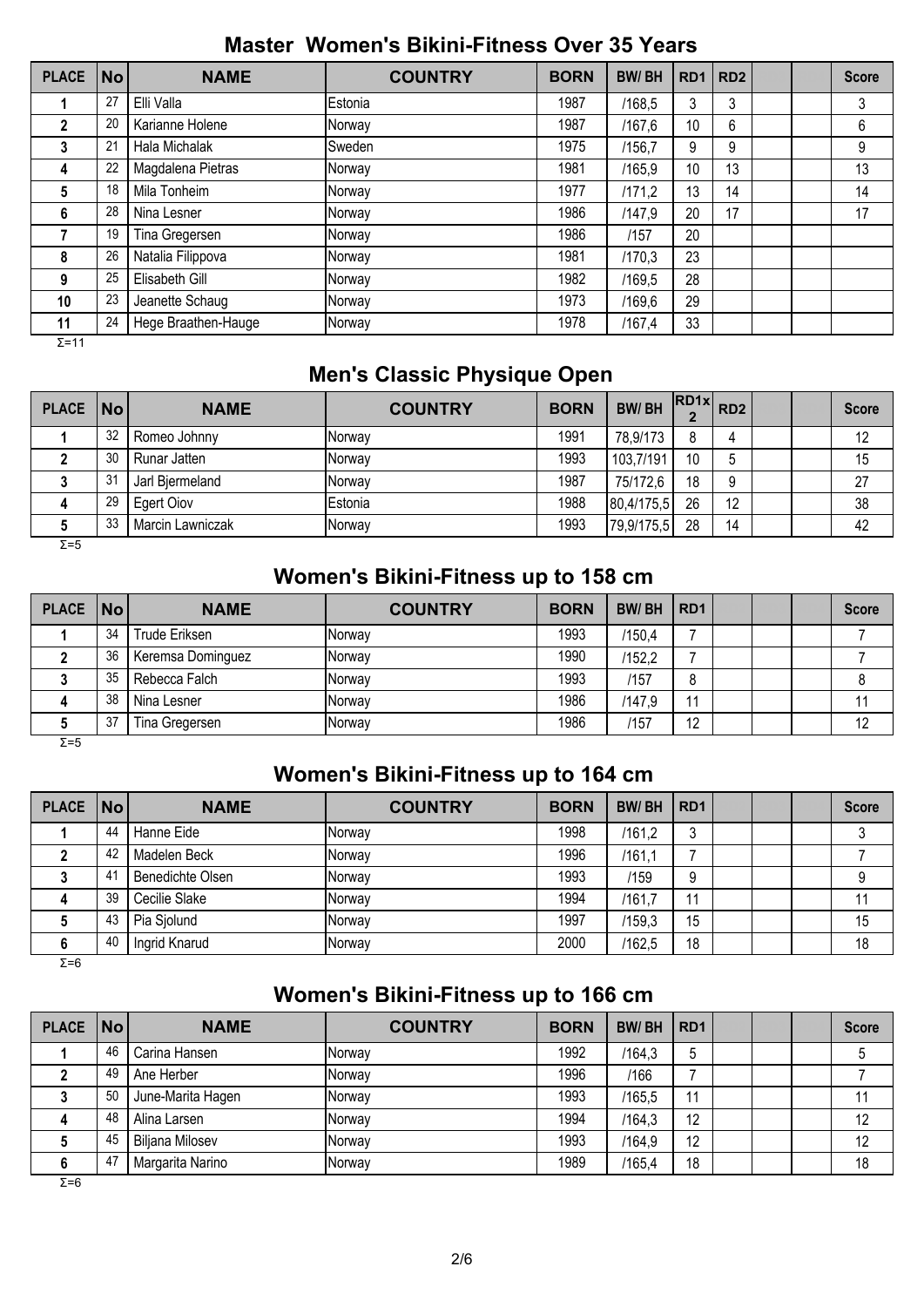## Master Women's Bikini-Fitness Over 35 Years

| PLACE | No | NAME | COUNTRY | BORN | BW/ BH | RD1 | RD2 | | | Score |
|---|---|---|---|---|---|---|---|---|---|---|
| 1 | 27 | Elli Valla | Estonia | 1987 | /168,5 | 3 | 3 | | | 3 |
| 2 | 20 | Karianne Holene | Norway | 1987 | /167,6 | 10 | 6 | | | 6 |
| 3 | 21 | Hala Michalak | Sweden | 1975 | /156,7 | 9 | 9 | | | 9 |
| 4 | 22 | Magdalena Pietras | Norway | 1981 | /165,9 | 10 | 13 | | | 13 |
| 5 | 18 | Mila Tonheim | Norway | 1977 | /171,2 | 13 | 14 | | | 14 |
| 6 | 28 | Nina Lesner | Norway | 1986 | /147,9 | 20 | 17 | | | 17 |
| 7 | 19 | Tina Gregersen | Norway | 1986 | /157 | 20 | | | | |
| 8 | 26 | Natalia Filippova | Norway | 1981 | /170,3 | 23 | | | | |
| 9 | 25 | Elisabeth Gill | Norway | 1982 | /169,5 | 28 | | | | |
| 10 | 23 | Jeanette Schaug | Norway | 1973 | /169,6 | 29 | | | | |
| 11 | 24 | Hege Braathen-Hauge | Norway | 1978 | /167,4 | 33 | | | | |

Σ=11

## Men's Classic Physique Open

| PLACE | No | NAME | COUNTRY | BORN | BW/ BH | RD1x 2 | RD2 | | | Score |
|---|---|---|---|---|---|---|---|---|---|---|
| 1 | 32 | Romeo Johnny | Norway | 1991 | 78,9/173 | 8 | 4 | | | 12 |
| 2 | 30 | Runar Jatten | Norway | 1993 | 103,7/191 | 10 | 5 | | | 15 |
| 3 | 31 | Jarl Bjermeland | Norway | 1987 | 75/172,6 | 18 | 9 | | | 27 |
| 4 | 29 | Egert Oiov | Estonia | 1988 | 80,4/175,5 | 26 | 12 | | | 38 |
| 5 | 33 | Marcin Lawniczak | Norway | 1993 | 79,9/175,5 | 28 | 14 | | | 42 |

Σ=5

## Women's Bikini-Fitness up to 158 cm

| PLACE | No | NAME | COUNTRY | BORN | BW/ BH | RD1 | | | | Score |
|---|---|---|---|---|---|---|---|---|---|---|
| 1 | 34 | Trude Eriksen | Norway | 1993 | /150,4 | 7 | | | | 7 |
| 2 | 36 | Keremsa Dominguez | Norway | 1990 | /152,2 | 7 | | | | 7 |
| 3 | 35 | Rebecca Falch | Norway | 1993 | /157 | 8 | | | | 8 |
| 4 | 38 | Nina Lesner | Norway | 1986 | /147,9 | 11 | | | | 11 |
| 5 | 37 | Tina Gregersen | Norway | 1986 | /157 | 12 | | | | 12 |

Σ=5

## Women's Bikini-Fitness up to 164 cm

| PLACE | No | NAME | COUNTRY | BORN | BW/ BH | RD1 | | | | Score |
|---|---|---|---|---|---|---|---|---|---|---|
| 1 | 44 | Hanne Eide | Norway | 1998 | /161,2 | 3 | | | | 3 |
| 2 | 42 | Madelen Beck | Norway | 1996 | /161,1 | 7 | | | | 7 |
| 3 | 41 | Benedichte Olsen | Norway | 1993 | /159 | 9 | | | | 9 |
| 4 | 39 | Cecilie Slake | Norway | 1994 | /161,7 | 11 | | | | 11 |
| 5 | 43 | Pia Sjolund | Norway | 1997 | /159,3 | 15 | | | | 15 |
| 6 | 40 | Ingrid Knarud | Norway | 2000 | /162,5 | 18 | | | | 18 |

Σ=6

## Women's Bikini-Fitness up to 166 cm

| PLACE | No | NAME | COUNTRY | BORN | BW/ BH | RD1 | | | | Score |
|---|---|---|---|---|---|---|---|---|---|---|
| 1 | 46 | Carina Hansen | Norway | 1992 | /164,3 | 5 | | | | 5 |
| 2 | 49 | Ane Herber | Norway | 1996 | /166 | 7 | | | | 7 |
| 3 | 50 | June-Marita Hagen | Norway | 1993 | /165,5 | 11 | | | | 11 |
| 4 | 48 | Alina Larsen | Norway | 1994 | /164,3 | 12 | | | | 12 |
| 5 | 45 | Biljana Milosev | Norway | 1993 | /164,9 | 12 | | | | 12 |
| 6 | 47 | Margarita Narino | Norway | 1989 | /165,4 | 18 | | | | 18 |

Σ=6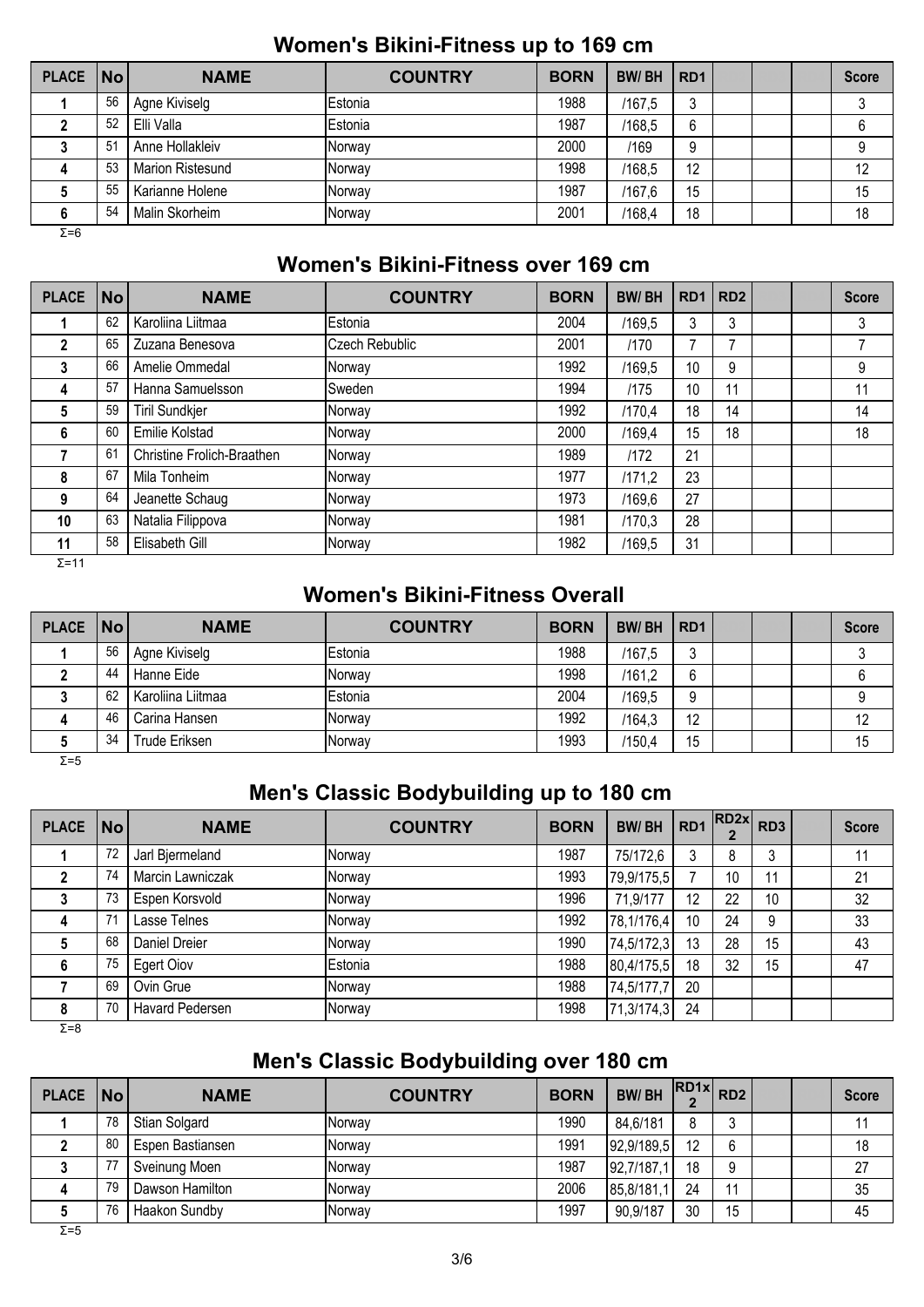## Women's Bikini-Fitness up to 169 cm

| PLACE | No | NAME | COUNTRY | BORN | BW/ BH | RD1 | | | | Score |
|---|---|---|---|---|---|---|---|---|---|---|
| 1 | 56 | Agne Kiviselg | Estonia | 1988 | /167,5 | 3 | | | | 3 |
| 2 | 52 | Elli Valla | Estonia | 1987 | /168,5 | 6 | | | | 6 |
| 3 | 51 | Anne Hollakleiv | Norway | 2000 | /169 | 9 | | | | 9 |
| 4 | 53 | Marion Ristesund | Norway | 1998 | /168,5 | 12 | | | | 12 |
| 5 | 55 | Karianne Holene | Norway | 1987 | /167,6 | 15 | | | | 15 |
| 6 | 54 | Malin Skorheim | Norway | 2001 | /168,4 | 18 | | | | 18 |

Σ=6

## Women's Bikini-Fitness over 169 cm

| PLACE | No | NAME | COUNTRY | BORN | BW/ BH | RD1 | RD2 | | | Score |
|---|---|---|---|---|---|---|---|---|---|---|
| 1 | 62 | Karoliina Liitmaa | Estonia | 2004 | /169,5 | 3 | 3 | | | 3 |
| 2 | 65 | Zuzana Benesova | Czech Rebublic | 2001 | /170 | 7 | 7 | | | 7 |
| 3 | 66 | Amelie Ommedal | Norway | 1992 | /169,5 | 10 | 9 | | | 9 |
| 4 | 57 | Hanna Samuelsson | Sweden | 1994 | /175 | 10 | 11 | | | 11 |
| 5 | 59 | Tiril Sundkjer | Norway | 1992 | /170,4 | 18 | 14 | | | 14 |
| 6 | 60 | Emilie Kolstad | Norway | 2000 | /169,4 | 15 | 18 | | | 18 |
| 7 | 61 | Christine Frolich-Braathen | Norway | 1989 | /172 | 21 | | | | |
| 8 | 67 | Mila Tonheim | Norway | 1977 | /171,2 | 23 | | | | |
| 9 | 64 | Jeanette Schaug | Norway | 1973 | /169,6 | 27 | | | | |
| 10 | 63 | Natalia Filippova | Norway | 1981 | /170,3 | 28 | | | | |
| 11 | 58 | Elisabeth Gill | Norway | 1982 | /169,5 | 31 | | | | |

Σ=11

## Women's Bikini-Fitness Overall

| PLACE | No | NAME | COUNTRY | BORN | BW/ BH | RD1 | | | | Score |
|---|---|---|---|---|---|---|---|---|---|---|
| 1 | 56 | Agne Kiviselg | Estonia | 1988 | /167,5 | 3 | | | | 3 |
| 2 | 44 | Hanne Eide | Norway | 1998 | /161,2 | 6 | | | | 6 |
| 3 | 62 | Karoliina Liitmaa | Estonia | 2004 | /169,5 | 9 | | | | 9 |
| 4 | 46 | Carina Hansen | Norway | 1992 | /164,3 | 12 | | | | 12 |
| 5 | 34 | Trude Eriksen | Norway | 1993 | /150,4 | 15 | | | | 15 |

Σ=5

## Men's Classic Bodybuilding up to 180 cm

| PLACE | No | NAME | COUNTRY | BORN | BW/ BH | RD1 | RD2x 2 | RD3 | | Score |
|---|---|---|---|---|---|---|---|---|---|---|
| 1 | 72 | Jarl Bjermeland | Norway | 1987 | 75/172,6 | 3 | 8 | 3 | | 11 |
| 2 | 74 | Marcin Lawniczak | Norway | 1993 | 79,9/175,5 | 7 | 10 | 11 | | 21 |
| 3 | 73 | Espen Korsvold | Norway | 1996 | 71,9/177 | 12 | 22 | 10 | | 32 |
| 4 | 71 | Lasse Telnes | Norway | 1992 | 78,1/176,4 | 10 | 24 | 9 | | 33 |
| 5 | 68 | Daniel Dreier | Norway | 1990 | 74,5/172,3 | 13 | 28 | 15 | | 43 |
| 6 | 75 | Egert Oiov | Estonia | 1988 | 80,4/175,5 | 18 | 32 | 15 | | 47 |
| 7 | 69 | Ovin Grue | Norway | 1988 | 74,5/177,7 | 20 | | | | |
| 8 | 70 | Havard Pedersen | Norway | 1998 | 71,3/174,3 | 24 | | | | |

Σ=8

## Men's Classic Bodybuilding over 180 cm

| PLACE | No | NAME | COUNTRY | BORN | BW/ BH | RD1x 2 | RD2 | | | Score |
|---|---|---|---|---|---|---|---|---|---|---|
| 1 | 78 | Stian Solgard | Norway | 1990 | 84,6/181 | 8 | 3 | | | 11 |
| 2 | 80 | Espen Bastiansen | Norway | 1991 | 92,9/189,5 | 12 | 6 | | | 18 |
| 3 | 77 | Sveinung Moen | Norway | 1987 | 92,7/187,1 | 18 | 9 | | | 27 |
| 4 | 79 | Dawson Hamilton | Norway | 2006 | 85,8/181,1 | 24 | 11 | | | 35 |
| 5 | 76 | Haakon Sundby | Norway | 1997 | 90,9/187 | 30 | 15 | | | 45 |

Σ=5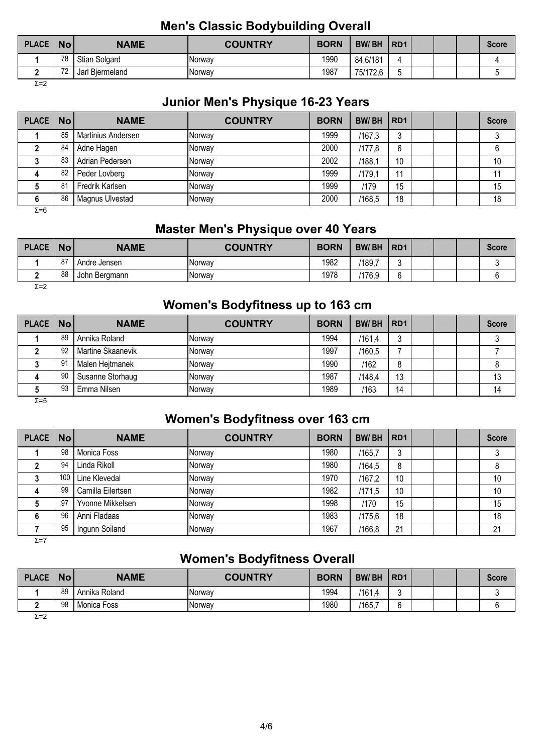## Men's Classic Bodybuilding Overall

| PLACE | No | NAME | COUNTRY | BORN | BW/ BH | RD1 | | | | Score |
|---|---|---|---|---|---|---|---|---|---|---|
| 1 | 78 | Stian Solgard | Norway | 1990 | 84,6/181 | 4 | | | | 4 |
| 2 | 72 | Jarl Bjermeland | Norway | 1987 | 75/172,6 | 5 | | | | 5 |

Σ=2

## Junior Men's Physique 16-23 Years

| PLACE | No | NAME | COUNTRY | BORN | BW/ BH | RD1 | | | | Score |
|---|---|---|---|---|---|---|---|---|---|---|
| 1 | 85 | Martinius Andersen | Norway | 1999 | /167,3 | 3 | | | | 3 |
| 2 | 84 | Adne Hagen | Norway | 2000 | /177,8 | 6 | | | | 6 |
| 3 | 83 | Adrian Pedersen | Norway | 2002 | /188,1 | 10 | | | | 10 |
| 4 | 82 | Peder Lovberg | Norway | 1999 | /179,1 | 11 | | | | 11 |
| 5 | 81 | Fredrik Karlsen | Norway | 1999 | /179 | 15 | | | | 15 |
| 6 | 86 | Magnus Ulvestad | Norway | 2000 | /168,5 | 18 | | | | 18 |

Σ=6

## Master Men's Physique over 40 Years

| PLACE | No | NAME | COUNTRY | BORN | BW/ BH | RD1 | | | | Score |
|---|---|---|---|---|---|---|---|---|---|---|
| 1 | 87 | Andre Jensen | Norway | 1982 | /189,7 | 3 | | | | 3 |
| 2 | 88 | John Bergmann | Norway | 1978 | /176,9 | 6 | | | | 6 |

Σ=2

## Women's Bodyfitness up to 163 cm

| PLACE | No | NAME | COUNTRY | BORN | BW/ BH | RD1 | | | | Score |
|---|---|---|---|---|---|---|---|---|---|---|
| 1 | 89 | Annika Roland | Norway | 1994 | /161,4 | 3 | | | | 3 |
| 2 | 92 | Martine Skaanevik | Norway | 1997 | /160,5 | 7 | | | | 7 |
| 3 | 91 | Malen Hejtmanek | Norway | 1990 | /162 | 8 | | | | 8 |
| 4 | 90 | Susanne Storhaug | Norway | 1987 | /148,4 | 13 | | | | 13 |
| 5 | 93 | Emma Nilsen | Norway | 1989 | /163 | 14 | | | | 14 |

Σ=5

## Women's Bodyfitness over 163 cm

| PLACE | No | NAME | COUNTRY | BORN | BW/ BH | RD1 | | | | Score |
|---|---|---|---|---|---|---|---|---|---|---|
| 1 | 98 | Monica Foss | Norway | 1980 | /165,7 | 3 | | | | 3 |
| 2 | 94 | Linda Rikoll | Norway | 1980 | /164,5 | 8 | | | | 8 |
| 3 | 100 | Line Klevedal | Norway | 1970 | /167,2 | 10 | | | | 10 |
| 4 | 99 | Camilla Eilertsen | Norway | 1982 | /171,5 | 10 | | | | 10 |
| 5 | 97 | Yvonne Mikkelsen | Norway | 1998 | /170 | 15 | | | | 15 |
| 6 | 96 | Anni Fladaas | Norway | 1983 | /175,6 | 18 | | | | 18 |
| 7 | 95 | Ingunn Soiland | Norway | 1967 | /166,8 | 21 | | | | 21 |

Σ=7

## Women's Bodyfitness Overall

| PLACE | No | NAME | COUNTRY | BORN | BW/ BH | RD1 | | | | Score |
|---|---|---|---|---|---|---|---|---|---|---|
| 1 | 89 | Annika Roland | Norway | 1994 | /161,4 | 3 | | | | 3 |
| 2 | 98 | Monica Foss | Norway | 1980 | /165,7 | 6 | | | | 6 |

Σ=2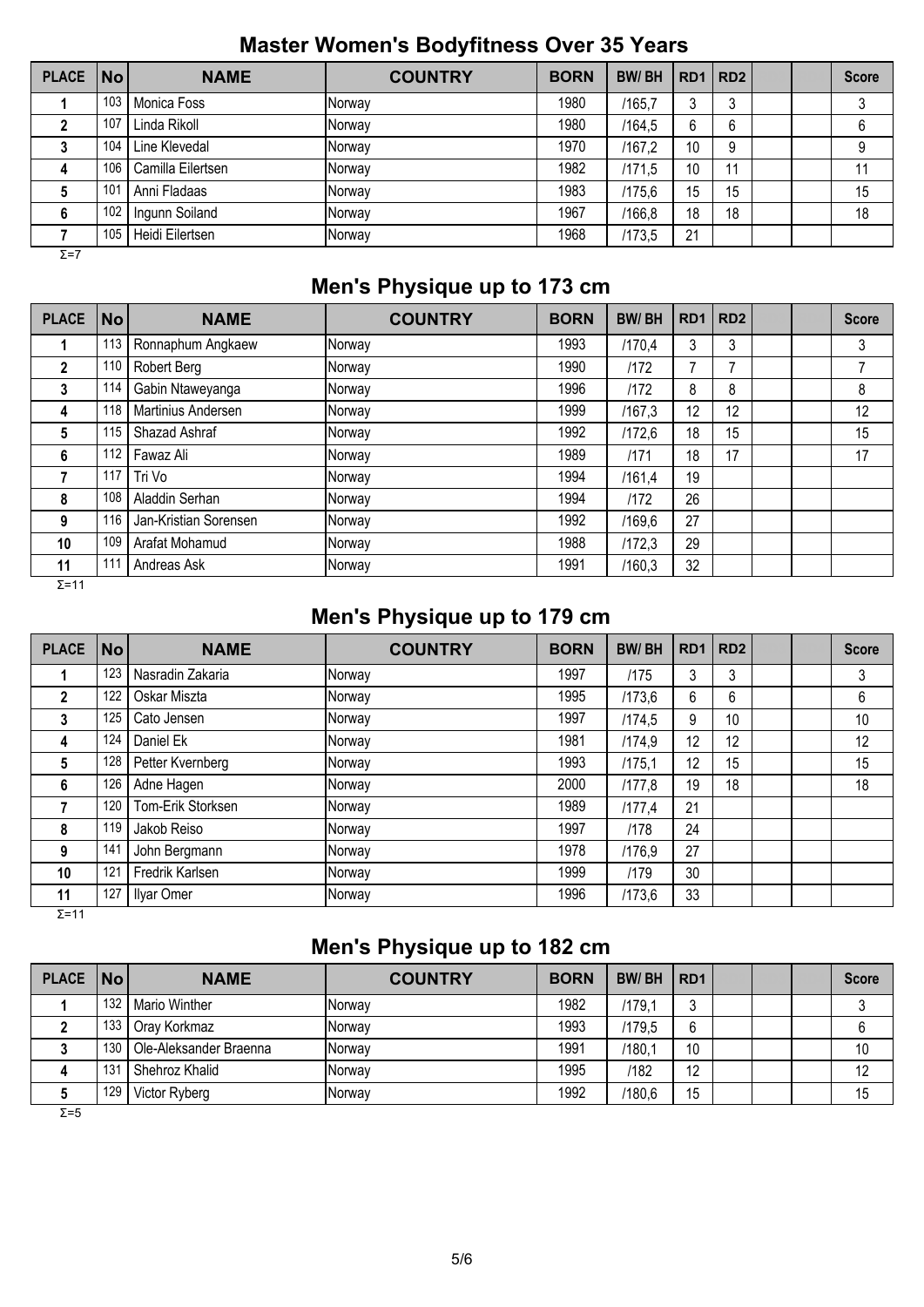## Master Women's Bodyfitness Over 35 Years

| PLACE | No | NAME | COUNTRY | BORN | BW/ BH | RD1 | RD2 | | | Score |
|---|---|---|---|---|---|---|---|---|---|---|
| 1 | 103 | Monica Foss | Norway | 1980 | /165,7 | 3 | 3 | | | 3 |
| 2 | 107 | Linda Rikoll | Norway | 1980 | /164,5 | 6 | 6 | | | 6 |
| 3 | 104 | Line Klevedal | Norway | 1970 | /167,2 | 10 | 9 | | | 9 |
| 4 | 106 | Camilla Eilertsen | Norway | 1982 | /171,5 | 10 | 11 | | | 11 |
| 5 | 101 | Anni Fladaas | Norway | 1983 | /175,6 | 15 | 15 | | | 15 |
| 6 | 102 | Ingunn Soiland | Norway | 1967 | /166,8 | 18 | 18 | | | 18 |
| 7 | 105 | Heidi Eilertsen | Norway | 1968 | /173,5 | 21 | | | | |

Σ=7

## Men's Physique up to 173 cm

| PLACE | No | NAME | COUNTRY | BORN | BW/ BH | RD1 | RD2 | | | Score |
|---|---|---|---|---|---|---|---|---|---|---|
| 1 | 113 | Ronnaphum Angkaew | Norway | 1993 | /170,4 | 3 | 3 | | | 3 |
| 2 | 110 | Robert Berg | Norway | 1990 | /172 | 7 | 7 | | | 7 |
| 3 | 114 | Gabin Ntaweyanga | Norway | 1996 | /172 | 8 | 8 | | | 8 |
| 4 | 118 | Martinius Andersen | Norway | 1999 | /167,3 | 12 | 12 | | | 12 |
| 5 | 115 | Shazad Ashraf | Norway | 1992 | /172,6 | 18 | 15 | | | 15 |
| 6 | 112 | Fawaz Ali | Norway | 1989 | /171 | 18 | 17 | | | 17 |
| 7 | 117 | Tri Vo | Norway | 1994 | /161,4 | 19 | | | | |
| 8 | 108 | Aladdin Serhan | Norway | 1994 | /172 | 26 | | | | |
| 9 | 116 | Jan-Kristian Sorensen | Norway | 1992 | /169,6 | 27 | | | | |
| 10 | 109 | Arafat Mohamud | Norway | 1988 | /172,3 | 29 | | | | |
| 11 | 111 | Andreas Ask | Norway | 1991 | /160,3 | 32 | | | | |

Σ=11

## Men's Physique up to 179 cm

| PLACE | No | NAME | COUNTRY | BORN | BW/ BH | RD1 | RD2 | | | Score |
|---|---|---|---|---|---|---|---|---|---|---|
| 1 | 123 | Nasradin Zakaria | Norway | 1997 | /175 | 3 | 3 | | | 3 |
| 2 | 122 | Oskar Miszta | Norway | 1995 | /173,6 | 6 | 6 | | | 6 |
| 3 | 125 | Cato Jensen | Norway | 1997 | /174,5 | 9 | 10 | | | 10 |
| 4 | 124 | Daniel Ek | Norway | 1981 | /174,9 | 12 | 12 | | | 12 |
| 5 | 128 | Petter Kvernberg | Norway | 1993 | /175,1 | 12 | 15 | | | 15 |
| 6 | 126 | Adne Hagen | Norway | 2000 | /177,8 | 19 | 18 | | | 18 |
| 7 | 120 | Tom-Erik Storksen | Norway | 1989 | /177,4 | 21 | | | | |
| 8 | 119 | Jakob Reiso | Norway | 1997 | /178 | 24 | | | | |
| 9 | 141 | John Bergmann | Norway | 1978 | /176,9 | 27 | | | | |
| 10 | 121 | Fredrik Karlsen | Norway | 1999 | /179 | 30 | | | | |
| 11 | 127 | Ilyar Omer | Norway | 1996 | /173,6 | 33 | | | | |

Σ=11

## Men's Physique up to 182 cm

| PLACE | No | NAME | COUNTRY | BORN | BW/ BH | RD1 | | | | Score |
|---|---|---|---|---|---|---|---|---|---|---|
| 1 | 132 | Mario Winther | Norway | 1982 | /179,1 | 3 | | | | 3 |
| 2 | 133 | Oray Korkmaz | Norway | 1993 | /179,5 | 6 | | | | 6 |
| 3 | 130 | Ole-Aleksander Braenna | Norway | 1991 | /180,1 | 10 | | | | 10 |
| 4 | 131 | Shehroz Khalid | Norway | 1995 | /182 | 12 | | | | 12 |
| 5 | 129 | Victor Ryberg | Norway | 1992 | /180,6 | 15 | | | | 15 |

Σ=5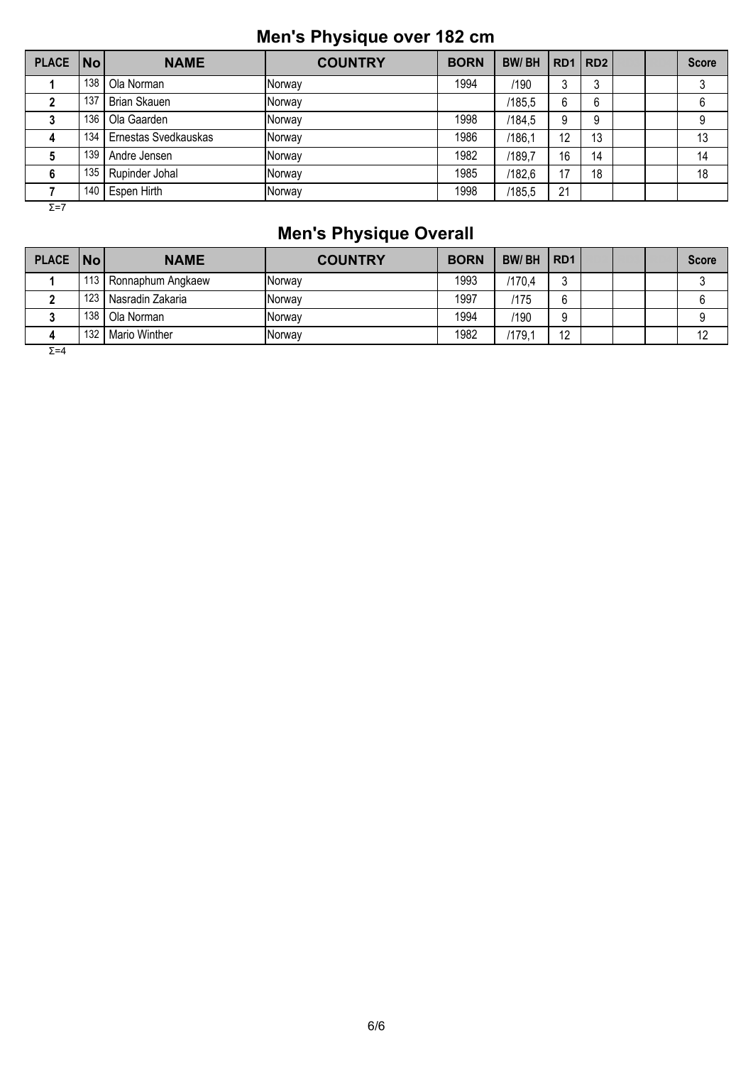## Men's Physique over 182 cm

| PLACE | No | NAME | COUNTRY | BORN | BW/ BH | RD1 | RD2 | | | Score |
|---|---|---|---|---|---|---|---|---|---|---|
| 1 | 138 | Ola Norman | Norway | 1994 | /190 | 3 | 3 | | | 3 |
| 2 | 137 | Brian Skauen | Norway | | /185,5 | 6 | 6 | | | 6 |
| 3 | 136 | Ola Gaarden | Norway | 1998 | /184,5 | 9 | 9 | | | 9 |
| 4 | 134 | Ernestas Svedkauskas | Norway | 1986 | /186,1 | 12 | 13 | | | 13 |
| 5 | 139 | Andre Jensen | Norway | 1982 | /189,7 | 16 | 14 | | | 14 |
| 6 | 135 | Rupinder Johal | Norway | 1985 | /182,6 | 17 | 18 | | | 18 |
| 7 | 140 | Espen Hirth | Norway | 1998 | /185,5 | 21 | | | | |

Σ=7

## Men's Physique Overall

| PLACE | No | NAME | COUNTRY | BORN | BW/ BH | RD1 | | | | Score |
|---|---|---|---|---|---|---|---|---|---|---|
| 1 | 113 | Ronnaphum Angkaew | Norway | 1993 | /170,4 | 3 | | | | 3 |
| 2 | 123 | Nasradin Zakaria | Norway | 1997 | /175 | 6 | | | | 6 |
| 3 | 138 | Ola Norman | Norway | 1994 | /190 | 9 | | | | 9 |
| 4 | 132 | Mario Winther | Norway | 1982 | /179,1 | 12 | | | | 12 |

Σ=4